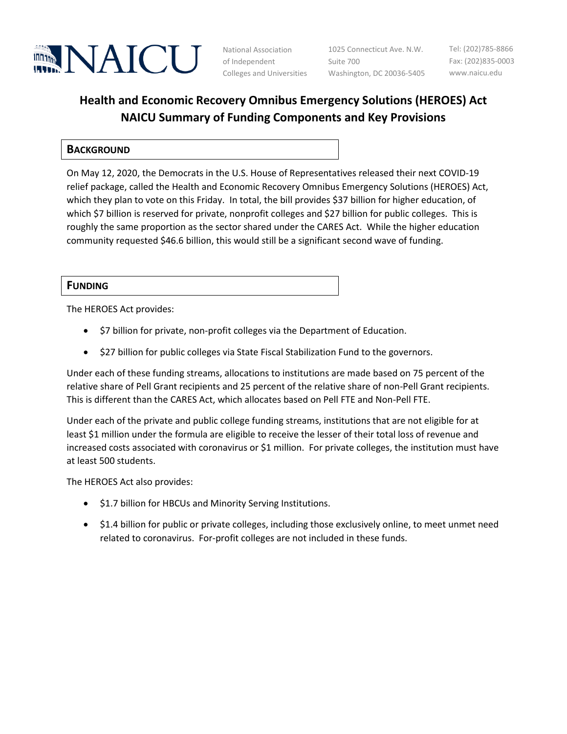NAICU

National Association of Independent Colleges and Universities

1025 Connecticut Ave. N.W.
Suite 700
Washington, DC 20036-5405

Tel: (202)785-8866
Fax: (202)835-0003
www.naicu.edu

# Health and Economic Recovery Omnibus Emergency Solutions (HEROES) Act NAICU Summary of Funding Components and Key Provisions

## Background

On May 12, 2020, the Democrats in the U.S. House of Representatives released their next COVID-19 relief package, called the Health and Economic Recovery Omnibus Emergency Solutions (HEROES) Act, which they plan to vote on this Friday. In total, the bill provides $37 billion for higher education, of which $7 billion is reserved for private, nonprofit colleges and $27 billion for public colleges. This is roughly the same proportion as the sector shared under the CARES Act. While the higher education community requested $46.6 billion, this would still be a significant second wave of funding.

## Funding

The HEROES Act provides:

- $7 billion for private, non-profit colleges via the Department of Education.
- $27 billion for public colleges via State Fiscal Stabilization Fund to the governors.

Under each of these funding streams, allocations to institutions are made based on 75 percent of the relative share of Pell Grant recipients and 25 percent of the relative share of non-Pell Grant recipients. This is different than the CARES Act, which allocates based on Pell FTE and Non-Pell FTE.

Under each of the private and public college funding streams, institutions that are not eligible for at least $1 million under the formula are eligible to receive the lesser of their total loss of revenue and increased costs associated with coronavirus or $1 million. For private colleges, the institution must have at least 500 students.

The HEROES Act also provides:

- $1.7 billion for HBCUs and Minority Serving Institutions.
- $1.4 billion for public or private colleges, including those exclusively online, to meet unmet need related to coronavirus. For-profit colleges are not included in these funds.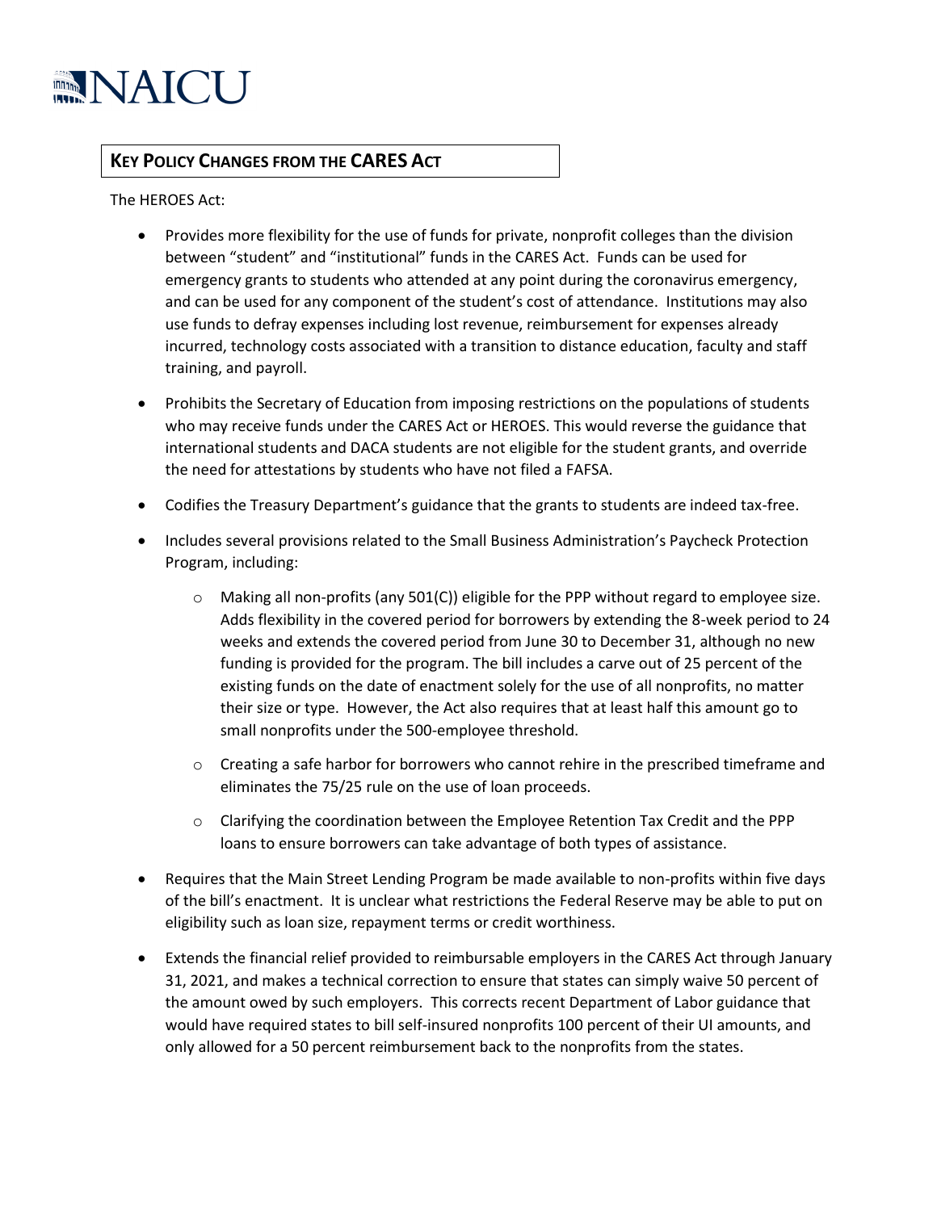## Key Policy Changes from the CARES Act

The HEROES Act:

- Provides more flexibility for the use of funds for private, nonprofit colleges than the division between "student" and "institutional" funds in the CARES Act. Funds can be used for emergency grants to students who attended at any point during the coronavirus emergency, and can be used for any component of the student's cost of attendance. Institutions may also use funds to defray expenses including lost revenue, reimbursement for expenses already incurred, technology costs associated with a transition to distance education, faculty and staff training, and payroll.

- Prohibits the Secretary of Education from imposing restrictions on the populations of students who may receive funds under the CARES Act or HEROES. This would reverse the guidance that international students and DACA students are not eligible for the student grants, and override the need for attestations by students who have not filed a FAFSA.

- Codifies the Treasury Department's guidance that the grants to students are indeed tax-free.

- Includes several provisions related to the Small Business Administration's Paycheck Protection Program, including:

  - Making all non-profits (any 501(C)) eligible for the PPP without regard to employee size. Adds flexibility in the covered period for borrowers by extending the 8-week period to 24 weeks and extends the covered period from June 30 to December 31, although no new funding is provided for the program. The bill includes a carve out of 25 percent of the existing funds on the date of enactment solely for the use of all nonprofits, no matter their size or type. However, the Act also requires that at least half this amount go to small nonprofits under the 500-employee threshold.

  - Creating a safe harbor for borrowers who cannot rehire in the prescribed timeframe and eliminates the 75/25 rule on the use of loan proceeds.

  - Clarifying the coordination between the Employee Retention Tax Credit and the PPP loans to ensure borrowers can take advantage of both types of assistance.

- Requires that the Main Street Lending Program be made available to non-profits within five days of the bill's enactment. It is unclear what restrictions the Federal Reserve may be able to put on eligibility such as loan size, repayment terms or credit worthiness.

- Extends the financial relief provided to reimbursable employers in the CARES Act through January 31, 2021, and makes a technical correction to ensure that states can simply waive 50 percent of the amount owed by such employers. This corrects recent Department of Labor guidance that would have required states to bill self-insured nonprofits 100 percent of their UI amounts, and only allowed for a 50 percent reimbursement back to the nonprofits from the states.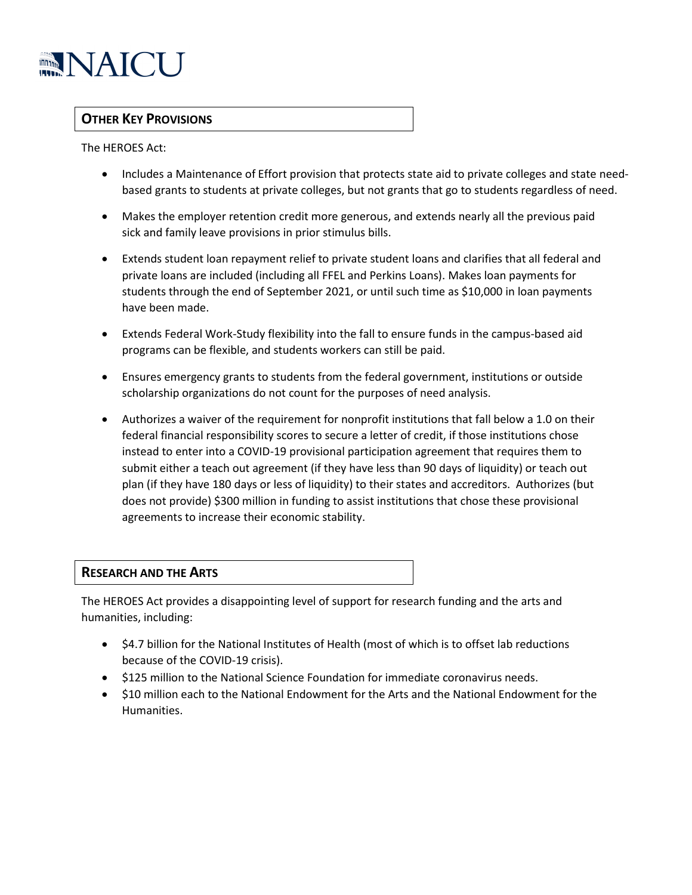## OTHER KEY PROVISIONS

The HEROES Act:

- Includes a Maintenance of Effort provision that protects state aid to private colleges and state need-based grants to students at private colleges, but not grants that go to students regardless of need.
- Makes the employer retention credit more generous, and extends nearly all the previous paid sick and family leave provisions in prior stimulus bills.
- Extends student loan repayment relief to private student loans and clarifies that all federal and private loans are included (including all FFEL and Perkins Loans). Makes loan payments for students through the end of September 2021, or until such time as $10,000 in loan payments have been made.
- Extends Federal Work-Study flexibility into the fall to ensure funds in the campus-based aid programs can be flexible, and students workers can still be paid.
- Ensures emergency grants to students from the federal government, institutions or outside scholarship organizations do not count for the purposes of need analysis.
- Authorizes a waiver of the requirement for nonprofit institutions that fall below a 1.0 on their federal financial responsibility scores to secure a letter of credit, if those institutions chose instead to enter into a COVID-19 provisional participation agreement that requires them to submit either a teach out agreement (if they have less than 90 days of liquidity) or teach out plan (if they have 180 days or less of liquidity) to their states and accreditors. Authorizes (but does not provide) $300 million in funding to assist institutions that chose these provisional agreements to increase their economic stability.

## RESEARCH AND THE ARTS

The HEROES Act provides a disappointing level of support for research funding and the arts and humanities, including:

- $4.7 billion for the National Institutes of Health (most of which is to offset lab reductions because of the COVID-19 crisis).
- $125 million to the National Science Foundation for immediate coronavirus needs.
- $10 million each to the National Endowment for the Arts and the National Endowment for the Humanities.